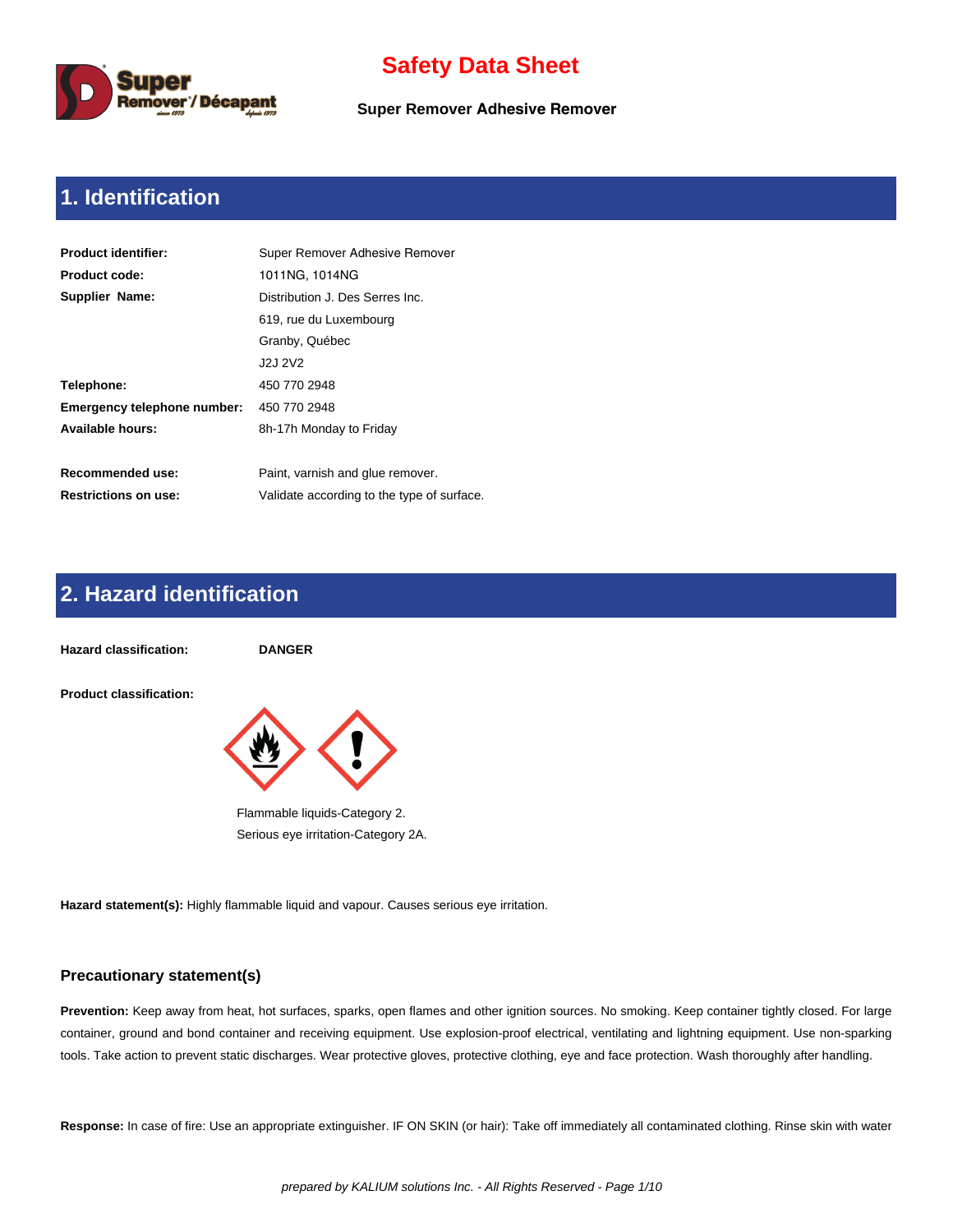# Safety Data Sheet

**Super Remover Adhesive Remover**

## 1. Identification

| | |
|---|---|
| **Product identifier:** | Super Remover Adhesive Remover |
| **Product code:** | 1011NG, 1014NG |
| **Supplier Name:** | Distribution J. Des Serres Inc. |
| | 619, rue du Luxembourg |
| | Granby, Québec |
| | J2J 2V2 |
| **Telephone:** | 450 770 2948 |
| **Emergency telephone number:** | 450 770 2948 |
| **Available hours:** | 8h-17h Monday to Friday |
| **Recommended use:** | Paint, varnish and glue remover. |
| **Restrictions on use:** | Validate according to the type of surface. |

## 2. Hazard identification

**Hazard classification:** **DANGER**

**Product classification:**

Flammable liquids-Category 2.
Serious eye irritation-Category 2A.

**Hazard statement(s):** Highly flammable liquid and vapour. Causes serious eye irritation.

### Precautionary statement(s)

**Prevention:** Keep away from heat, hot surfaces, sparks, open flames and other ignition sources. No smoking. Keep container tightly closed. For large container, ground and bond container and receiving equipment. Use explosion-proof electrical, ventilating and lightning equipment. Use non-sparking tools. Take action to prevent static discharges. Wear protective gloves, protective clothing, eye and face protection. Wash thoroughly after handling.

**Response:** In case of fire: Use an appropriate extinguisher. IF ON SKIN (or hair): Take off immediately all contaminated clothing. Rinse skin with water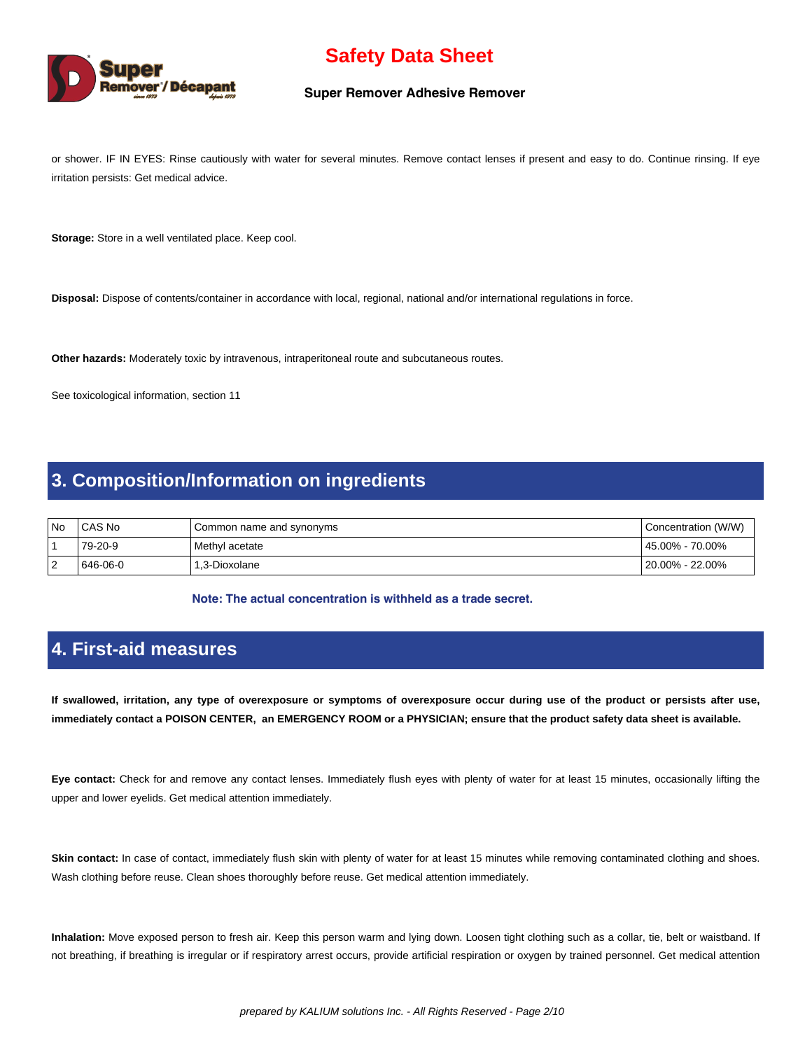or shower. IF IN EYES: Rinse cautiously with water for several minutes. Remove contact lenses if present and easy to do. Continue rinsing. If eye irritation persists: Get medical advice.

**Storage:** Store in a well ventilated place. Keep cool.

**Disposal:** Dispose of contents/container in accordance with local, regional, national and/or international regulations in force.

**Other hazards:** Moderately toxic by intravenous, intraperitoneal route and subcutaneous routes.

See toxicological information, section 11

## 3. Composition/Information on ingredients

| No | CAS No | Common name and synonyms | Concentration (W/W) |
|---|---|---|---|
| 1 | 79-20-9 | Methyl acetate | 45.00% - 70.00% |
| 2 | 646-06-0 | 1,3-Dioxolane | 20.00% - 22.00% |

**Note: The actual concentration is withheld as a trade secret.**

## 4. First-aid measures

**If swallowed, irritation, any type of overexposure or symptoms of overexposure occur during use of the product or persists after use, immediately contact a POISON CENTER, an EMERGENCY ROOM or a PHYSICIAN; ensure that the product safety data sheet is available.**

**Eye contact:** Check for and remove any contact lenses. Immediately flush eyes with plenty of water for at least 15 minutes, occasionally lifting the upper and lower eyelids. Get medical attention immediately.

**Skin contact:** In case of contact, immediately flush skin with plenty of water for at least 15 minutes while removing contaminated clothing and shoes. Wash clothing before reuse. Clean shoes thoroughly before reuse. Get medical attention immediately.

**Inhalation:** Move exposed person to fresh air. Keep this person warm and lying down. Loosen tight clothing such as a collar, tie, belt or waistband. If not breathing, if breathing is irregular or if respiratory arrest occurs, provide artificial respiration or oxygen by trained personnel. Get medical attention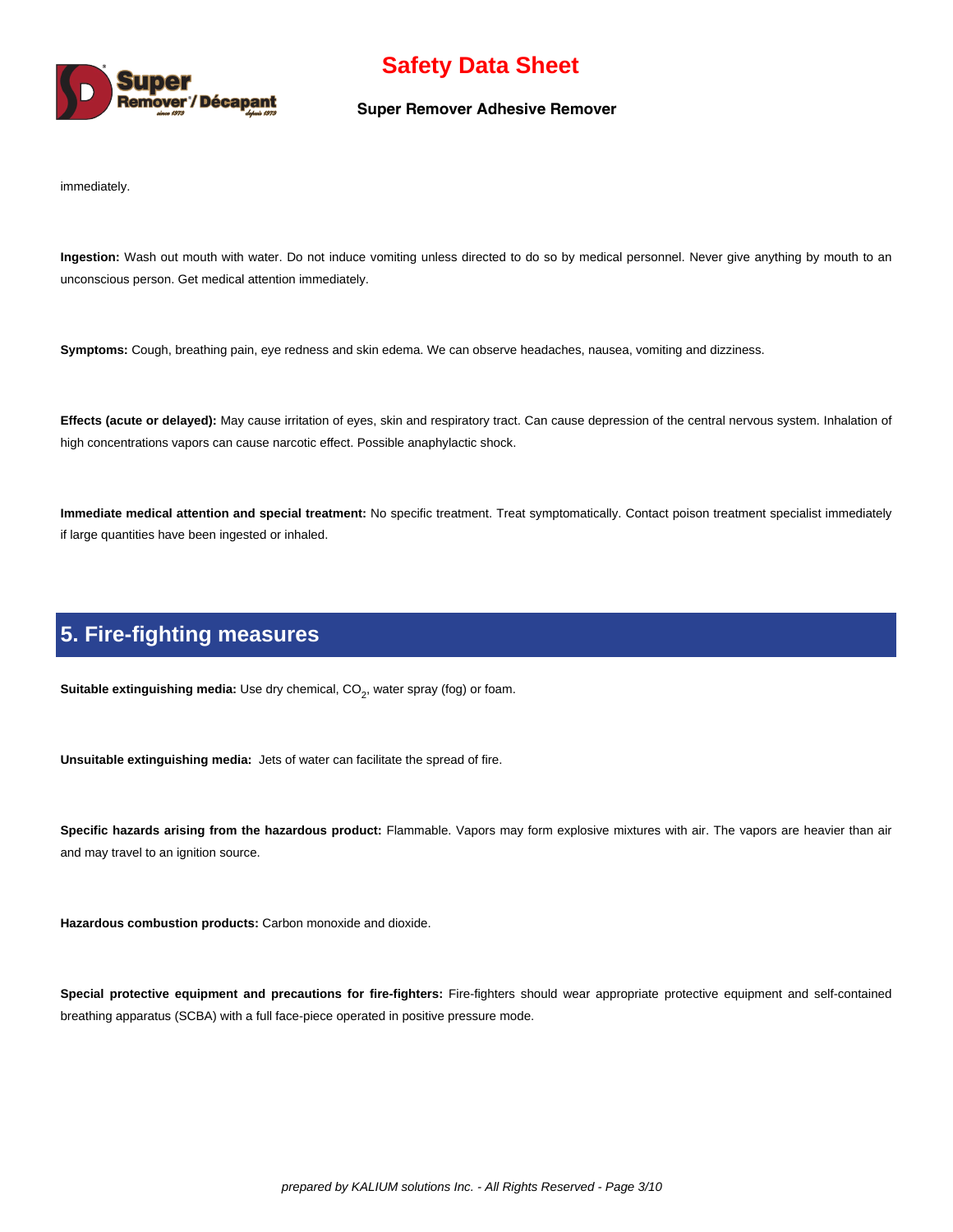immediately.

**Ingestion:** Wash out mouth with water. Do not induce vomiting unless directed to do so by medical personnel. Never give anything by mouth to an unconscious person. Get medical attention immediately.

**Symptoms:** Cough, breathing pain, eye redness and skin edema. We can observe headaches, nausea, vomiting and dizziness.

**Effects (acute or delayed):** May cause irritation of eyes, skin and respiratory tract. Can cause depression of the central nervous system. Inhalation of high concentrations vapors can cause narcotic effect. Possible anaphylactic shock.

**Immediate medical attention and special treatment:** No specific treatment. Treat symptomatically. Contact poison treatment specialist immediately if large quantities have been ingested or inhaled.

## 5. Fire-fighting measures

**Suitable extinguishing media:** Use dry chemical, $CO_2$, water spray (fog) or foam.

**Unsuitable extinguishing media:** Jets of water can facilitate the spread of fire.

**Specific hazards arising from the hazardous product:** Flammable. Vapors may form explosive mixtures with air. The vapors are heavier than air and may travel to an ignition source.

**Hazardous combustion products:** Carbon monoxide and dioxide.

**Special protective equipment and precautions for fire-fighters:** Fire-fighters should wear appropriate protective equipment and self-contained breathing apparatus (SCBA) with a full face-piece operated in positive pressure mode.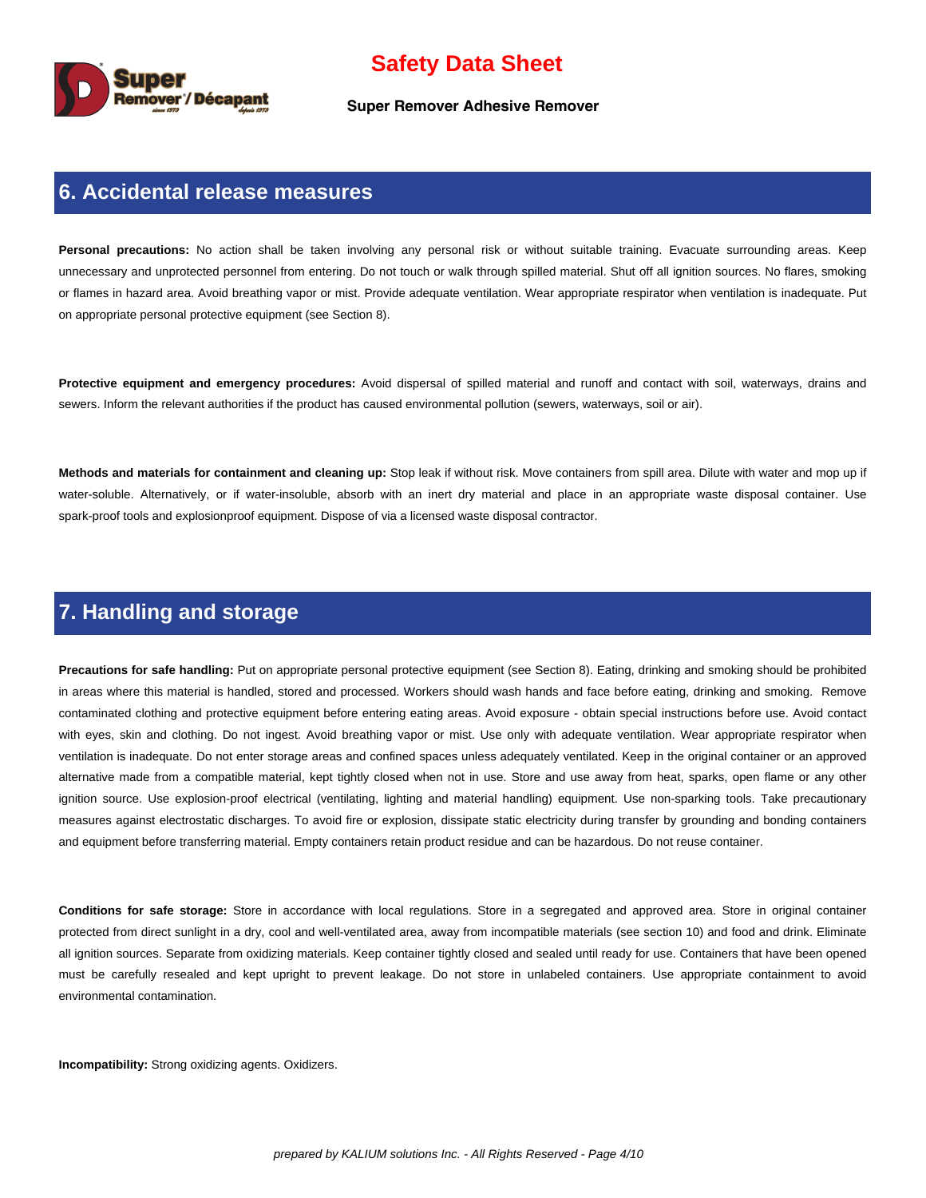## 6. Accidental release measures

**Personal precautions:** No action shall be taken involving any personal risk or without suitable training. Evacuate surrounding areas. Keep unnecessary and unprotected personnel from entering. Do not touch or walk through spilled material. Shut off all ignition sources. No flares, smoking or flames in hazard area. Avoid breathing vapor or mist. Provide adequate ventilation. Wear appropriate respirator when ventilation is inadequate. Put on appropriate personal protective equipment (see Section 8).

**Protective equipment and emergency procedures:** Avoid dispersal of spilled material and runoff and contact with soil, waterways, drains and sewers. Inform the relevant authorities if the product has caused environmental pollution (sewers, waterways, soil or air).

**Methods and materials for containment and cleaning up:** Stop leak if without risk. Move containers from spill area. Dilute with water and mop up if water-soluble. Alternatively, or if water-insoluble, absorb with an inert dry material and place in an appropriate waste disposal container. Use spark-proof tools and explosionproof equipment. Dispose of via a licensed waste disposal contractor.

## 7. Handling and storage

**Precautions for safe handling:** Put on appropriate personal protective equipment (see Section 8). Eating, drinking and smoking should be prohibited in areas where this material is handled, stored and processed. Workers should wash hands and face before eating, drinking and smoking. Remove contaminated clothing and protective equipment before entering eating areas. Avoid exposure - obtain special instructions before use. Avoid contact with eyes, skin and clothing. Do not ingest. Avoid breathing vapor or mist. Use only with adequate ventilation. Wear appropriate respirator when ventilation is inadequate. Do not enter storage areas and confined spaces unless adequately ventilated. Keep in the original container or an approved alternative made from a compatible material, kept tightly closed when not in use. Store and use away from heat, sparks, open flame or any other ignition source. Use explosion-proof electrical (ventilating, lighting and material handling) equipment. Use non-sparking tools. Take precautionary measures against electrostatic discharges. To avoid fire or explosion, dissipate static electricity during transfer by grounding and bonding containers and equipment before transferring material. Empty containers retain product residue and can be hazardous. Do not reuse container.

**Conditions for safe storage:** Store in accordance with local regulations. Store in a segregated and approved area. Store in original container protected from direct sunlight in a dry, cool and well-ventilated area, away from incompatible materials (see section 10) and food and drink. Eliminate all ignition sources. Separate from oxidizing materials. Keep container tightly closed and sealed until ready for use. Containers that have been opened must be carefully resealed and kept upright to prevent leakage. Do not store in unlabeled containers. Use appropriate containment to avoid environmental contamination.

**Incompatibility:** Strong oxidizing agents. Oxidizers.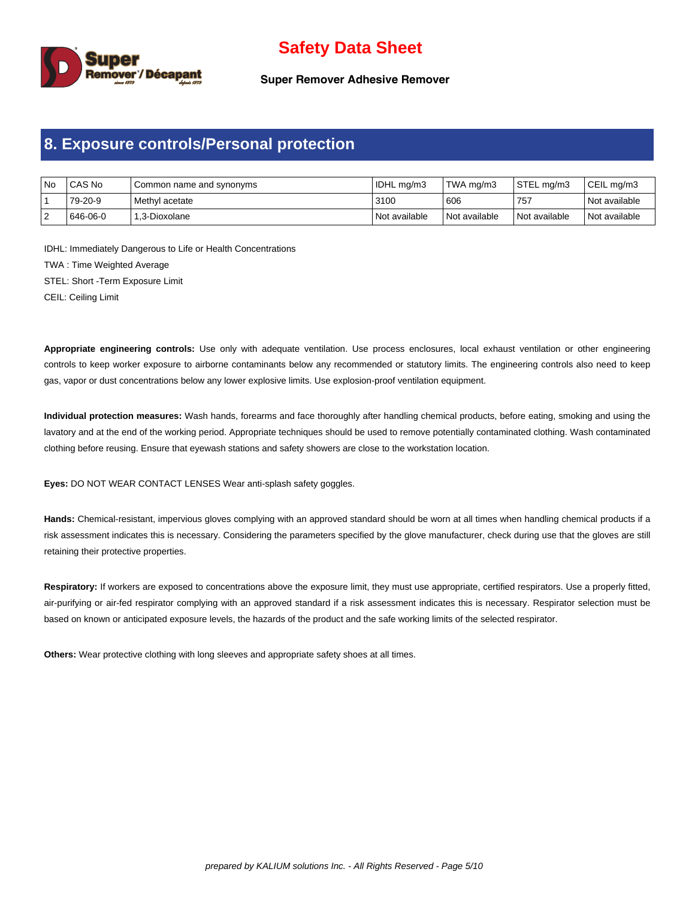## 8. Exposure controls/Personal protection

| No | CAS No | Common name and synonyms | IDHL mg/m3 | TWA mg/m3 | STEL mg/m3 | CEIL mg/m3 |
|---|---|---|---|---|---|---|
| 1 | 79-20-9 | Methyl acetate | 3100 | 606 | 757 | Not available |
| 2 | 646-06-0 | 1,3-Dioxolane | Not available | Not available | Not available | Not available |

IDHL: Immediately Dangerous to Life or Health Concentrations

TWA : Time Weighted Average

STEL: Short -Term Exposure Limit

CEIL: Ceiling Limit

**Appropriate engineering controls:** Use only with adequate ventilation. Use process enclosures, local exhaust ventilation or other engineering controls to keep worker exposure to airborne contaminants below any recommended or statutory limits. The engineering controls also need to keep gas, vapor or dust concentrations below any lower explosive limits. Use explosion-proof ventilation equipment.

**Individual protection measures:** Wash hands, forearms and face thoroughly after handling chemical products, before eating, smoking and using the lavatory and at the end of the working period. Appropriate techniques should be used to remove potentially contaminated clothing. Wash contaminated clothing before reusing. Ensure that eyewash stations and safety showers are close to the workstation location.

**Eyes:** DO NOT WEAR CONTACT LENSES Wear anti-splash safety goggles.

**Hands:** Chemical-resistant, impervious gloves complying with an approved standard should be worn at all times when handling chemical products if a risk assessment indicates this is necessary. Considering the parameters specified by the glove manufacturer, check during use that the gloves are still retaining their protective properties.

**Respiratory:** If workers are exposed to concentrations above the exposure limit, they must use appropriate, certified respirators. Use a properly fitted, air-purifying or air-fed respirator complying with an approved standard if a risk assessment indicates this is necessary. Respirator selection must be based on known or anticipated exposure levels, the hazards of the product and the safe working limits of the selected respirator.

**Others:** Wear protective clothing with long sleeves and appropriate safety shoes at all times.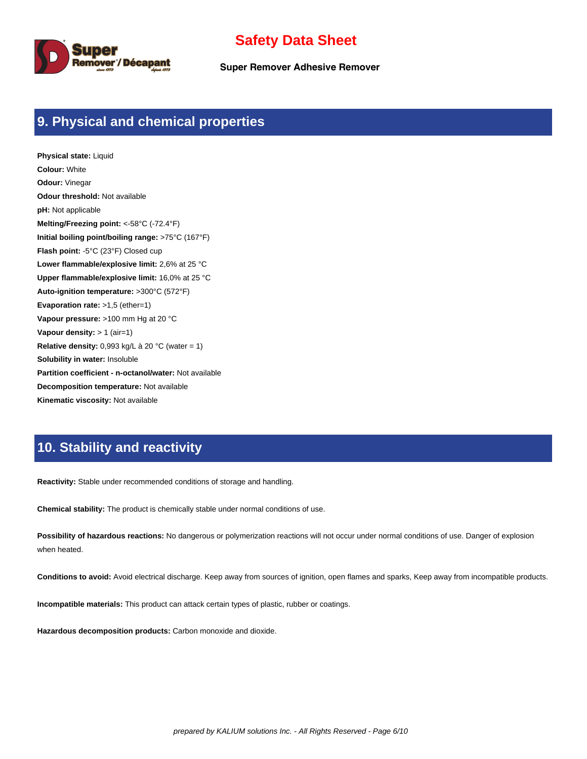## 9. Physical and chemical properties

**Physical state:** Liquid
**Colour:** White
**Odour:** Vinegar
**Odour threshold:** Not available
**pH:** Not applicable
**Melting/Freezing point:** <-58°C (-72.4°F)
**Initial boiling point/boiling range:** >75°C (167°F)
**Flash point:** -5°C (23°F) Closed cup
**Lower flammable/explosive limit:** 2,6% at 25 °C
**Upper flammable/explosive limit:** 16,0% at 25 °C
**Auto-ignition temperature:** >300°C (572°F)
**Evaporation rate:** >1,5 (ether=1)
**Vapour pressure:** >100 mm Hg at 20 °C
**Vapour density:** > 1 (air=1)
**Relative density:** 0,993 kg/L à 20 °C (water = 1)
**Solubility in water:** Insoluble
**Partition coefficient - n-octanol/water:** Not available
**Decomposition temperature:** Not available
**Kinematic viscosity:** Not available

## 10. Stability and reactivity

**Reactivity:** Stable under recommended conditions of storage and handling.

**Chemical stability:** The product is chemically stable under normal conditions of use.

**Possibility of hazardous reactions:** No dangerous or polymerization reactions will not occur under normal conditions of use. Danger of explosion when heated.

**Conditions to avoid:** Avoid electrical discharge. Keep away from sources of ignition, open flames and sparks, Keep away from incompatible products.

**Incompatible materials:** This product can attack certain types of plastic, rubber or coatings.

**Hazardous decomposition products:** Carbon monoxide and dioxide.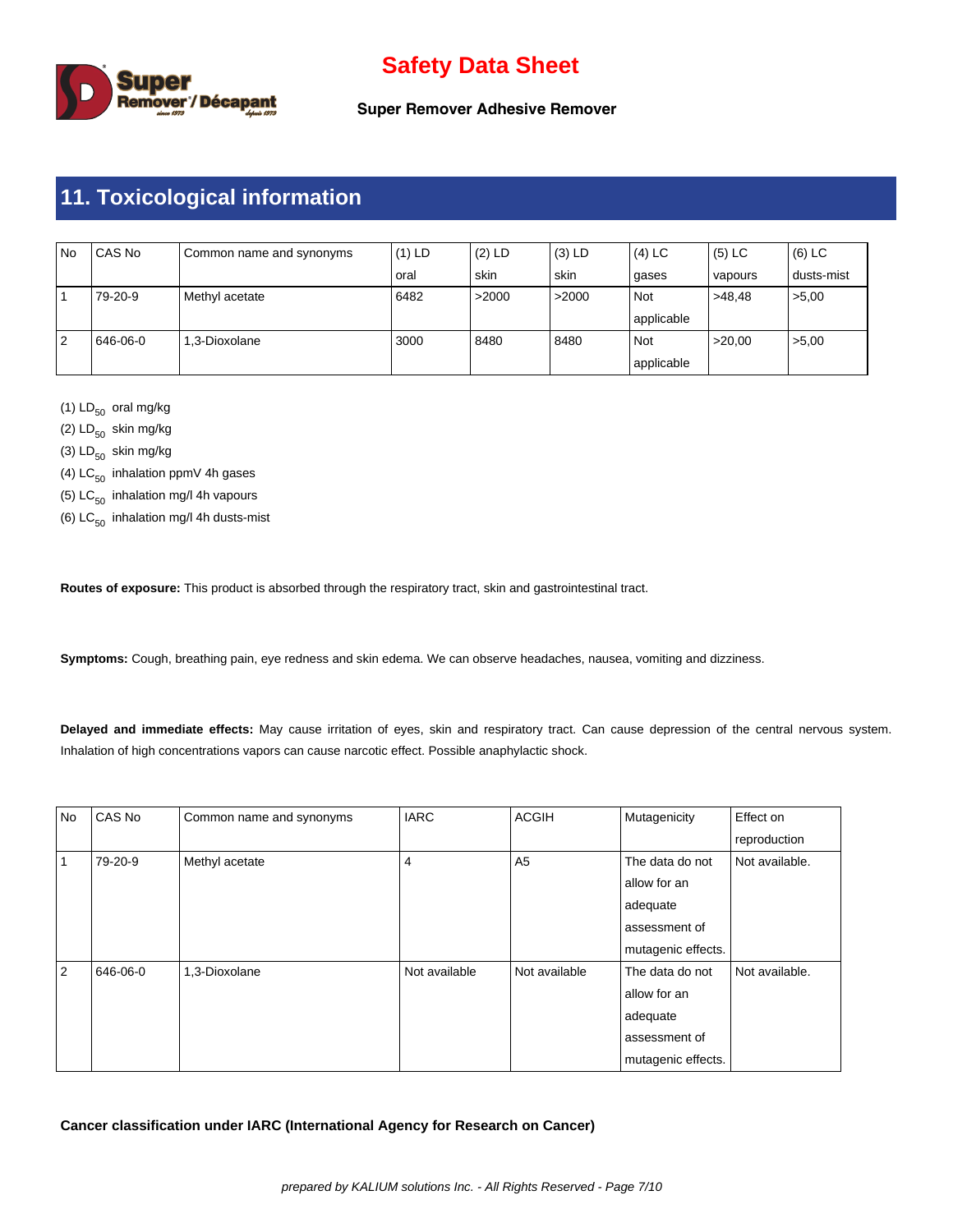## 11. Toxicological information

| No | CAS No | Common name and synonyms | (1) LD oral | (2) LD skin | (3) LD skin | (4) LC gases | (5) LC vapours | (6) LC dusts-mist |
|---|---|---|---|---|---|---|---|---|
| 1 | 79-20-9 | Methyl acetate | 6482 | >2000 | >2000 | Not applicable | >48,48 | >5,00 |
| 2 | 646-06-0 | 1,3-Dioxolane | 3000 | 8480 | 8480 | Not applicable | >20,00 | >5,00 |

(1) $LD_{50}$ oral mg/kg

(2) $LD_{50}$ skin mg/kg

(3) $LD_{50}$ skin mg/kg

(4) $LC_{50}$ inhalation ppmV 4h gases

(5) $LC_{50}$ inhalation mg/l 4h vapours

(6) $LC_{50}$ inhalation mg/l 4h dusts-mist

**Routes of exposure:** This product is absorbed through the respiratory tract, skin and gastrointestinal tract.

**Symptoms:** Cough, breathing pain, eye redness and skin edema. We can observe headaches, nausea, vomiting and dizziness.

**Delayed and immediate effects:** May cause irritation of eyes, skin and respiratory tract. Can cause depression of the central nervous system. Inhalation of high concentrations vapors can cause narcotic effect. Possible anaphylactic shock.

| No | CAS No | Common name and synonyms | IARC | ACGIH | Mutagenicity | Effect on reproduction |
|---|---|---|---|---|---|---|
| 1 | 79-20-9 | Methyl acetate | 4 | A5 | The data do not allow for an adequate assessment of mutagenic effects. | Not available. |
| 2 | 646-06-0 | 1,3-Dioxolane | Not available | Not available | The data do not allow for an adequate assessment of mutagenic effects. | Not available. |

**Cancer classification under IARC (International Agency for Research on Cancer)**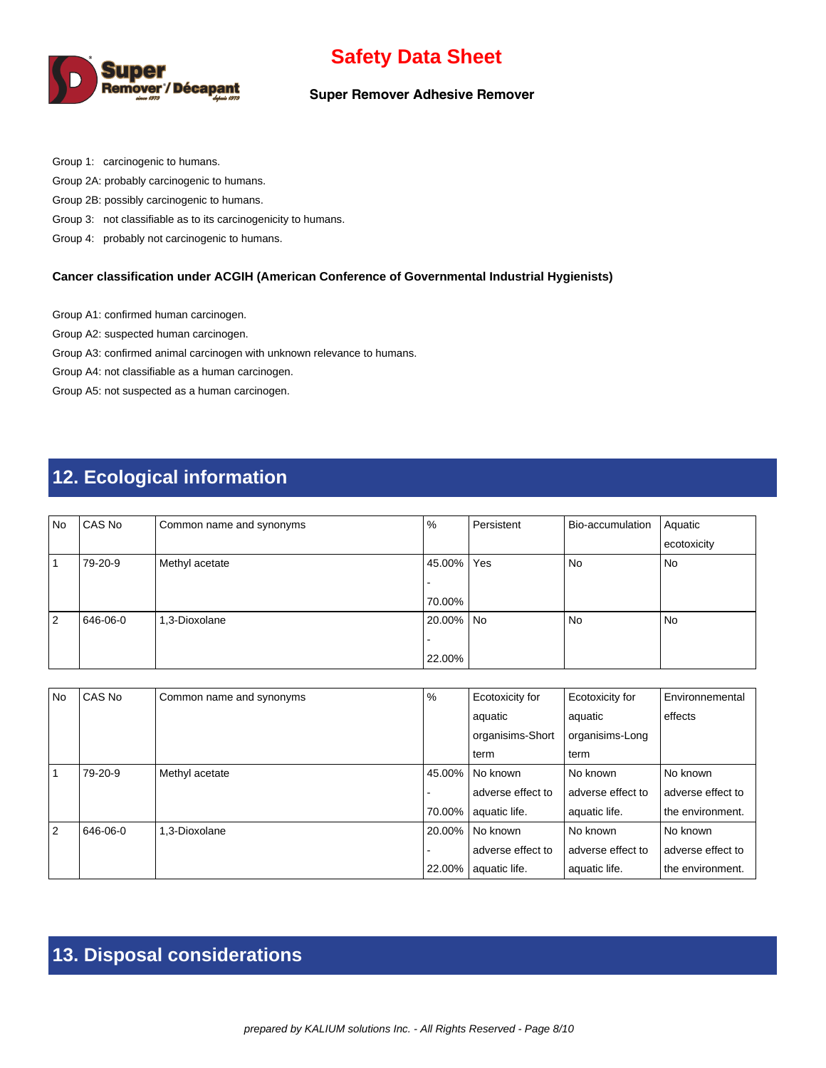Group 1: carcinogenic to humans.

Group 2A: probably carcinogenic to humans.

Group 2B: possibly carcinogenic to humans.

Group 3: not classifiable as to its carcinogenicity to humans.

Group 4: probably not carcinogenic to humans.

**Cancer classification under ACGIH (American Conference of Governmental Industrial Hygienists)**

Group A1: confirmed human carcinogen.

Group A2: suspected human carcinogen.

Group A3: confirmed animal carcinogen with unknown relevance to humans.

Group A4: not classifiable as a human carcinogen.

Group A5: not suspected as a human carcinogen.

## 12. Ecological information

| No | CAS No | Common name and synonyms | % | Persistent | Bio-accumulation | Aquatic ecotoxicity |
|---|---|---|---|---|---|---|
| 1 | 79-20-9 | Methyl acetate | 45.00% - 70.00% | Yes | No | No |
| 2 | 646-06-0 | 1,3-Dioxolane | 20.00% - 22.00% | No | No | No |

| No | CAS No | Common name and synonyms | % | Ecotoxicity for aquatic organisims-Short term | Ecotoxicity for aquatic organisims-Long term | Environnemental effects |
|---|---|---|---|---|---|---|
| 1 | 79-20-9 | Methyl acetate | 45.00% - 70.00% | No known adverse effect to aquatic life. | No known adverse effect to aquatic life. | No known adverse effect to the environment. |
| 2 | 646-06-0 | 1,3-Dioxolane | 20.00% - 22.00% | No known adverse effect to aquatic life. | No known adverse effect to aquatic life. | No known adverse effect to the environment. |

## 13. Disposal considerations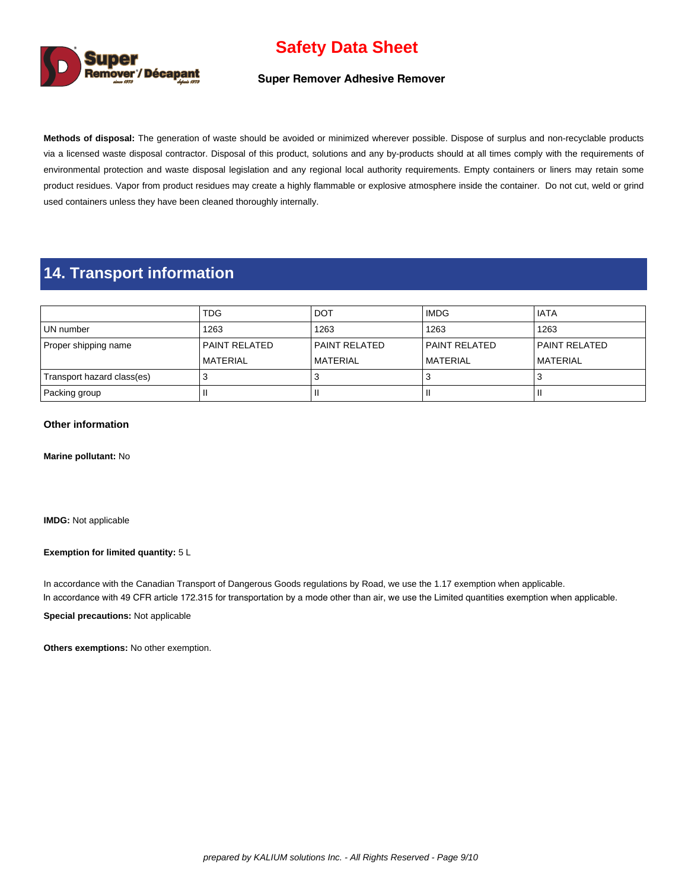**Methods of disposal:** The generation of waste should be avoided or minimized wherever possible. Dispose of surplus and non-recyclable products via a licensed waste disposal contractor. Disposal of this product, solutions and any by-products should at all times comply with the requirements of environmental protection and waste disposal legislation and any regional local authority requirements. Empty containers or liners may retain some product residues. Vapor from product residues may create a highly flammable or explosive atmosphere inside the container. Do not cut, weld or grind used containers unless they have been cleaned thoroughly internally.

## 14. Transport information

| | TDG | DOT | IMDG | IATA |
|---|---|---|---|---|
| UN number | 1263 | 1263 | 1263 | 1263 |
| Proper shipping name | PAINT RELATED MATERIAL | PAINT RELATED MATERIAL | PAINT RELATED MATERIAL | PAINT RELATED MATERIAL |
| Transport hazard class(es) | 3 | 3 | 3 | 3 |
| Packing group | II | II | II | II |

**Other information**

**Marine pollutant:** No

**IMDG:** Not applicable

**Exemption for limited quantity:** 5 L

In accordance with the Canadian Transport of Dangerous Goods regulations by Road, we use the 1.17 exemption when applicable.
In accordance with 49 CFR article 172.315 for transportation by a mode other than air, we use the Limited quantities exemption when applicable.

**Special precautions:** Not applicable

**Others exemptions:** No other exemption.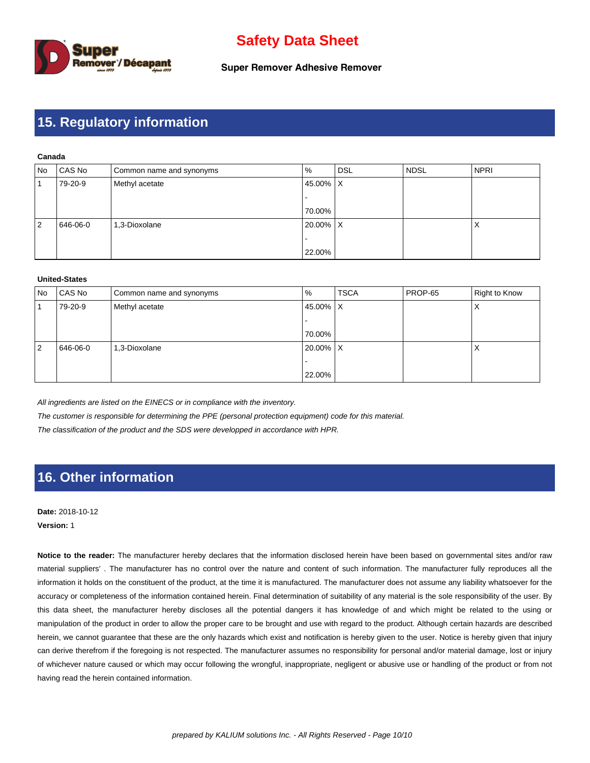## 15. Regulatory information

**Canada**

| No | CAS No | Common name and synonyms | % | DSL | NDSL | NPRI |
|---|---|---|---|---|---|---|
| 1 | 79-20-9 | Methyl acetate | 45.00% - 70.00% | X | | |
| 2 | 646-06-0 | 1,3-Dioxolane | 20.00% - 22.00% | X | | X |

**United-States**

| No | CAS No | Common name and synonyms | % | TSCA | PROP-65 | Right to Know |
|---|---|---|---|---|---|---|
| 1 | 79-20-9 | Methyl acetate | 45.00% - 70.00% | X | | X |
| 2 | 646-06-0 | 1,3-Dioxolane | 20.00% - 22.00% | X | | X |

*All ingredients are listed on the EINECS or in compliance with the inventory.*

*The customer is responsible for determining the PPE (personal protection equipment) code for this material.*

*The classification of the product and the SDS were developped in accordance with HPR.*

## 16. Other information

**Date:** 2018-10-12

**Version:** 1

**Notice to the reader:** The manufacturer hereby declares that the information disclosed herein have been based on governmental sites and/or raw material suppliers' . The manufacturer has no control over the nature and content of such information. The manufacturer fully reproduces all the information it holds on the constituent of the product, at the time it is manufactured. The manufacturer does not assume any liability whatsoever for the accuracy or completeness of the information contained herein. Final determination of suitability of any material is the sole responsibility of the user. By this data sheet, the manufacturer hereby discloses all the potential dangers it has knowledge of and which might be related to the using or manipulation of the product in order to allow the proper care to be brought and use with regard to the product. Although certain hazards are described herein, we cannot guarantee that these are the only hazards which exist and notification is hereby given to the user. Notice is hereby given that injury can derive therefrom if the foregoing is not respected. The manufacturer assumes no responsibility for personal and/or material damage, lost or injury of whichever nature caused or which may occur following the wrongful, inappropriate, negligent or abusive use or handling of the product or from not having read the herein contained information.